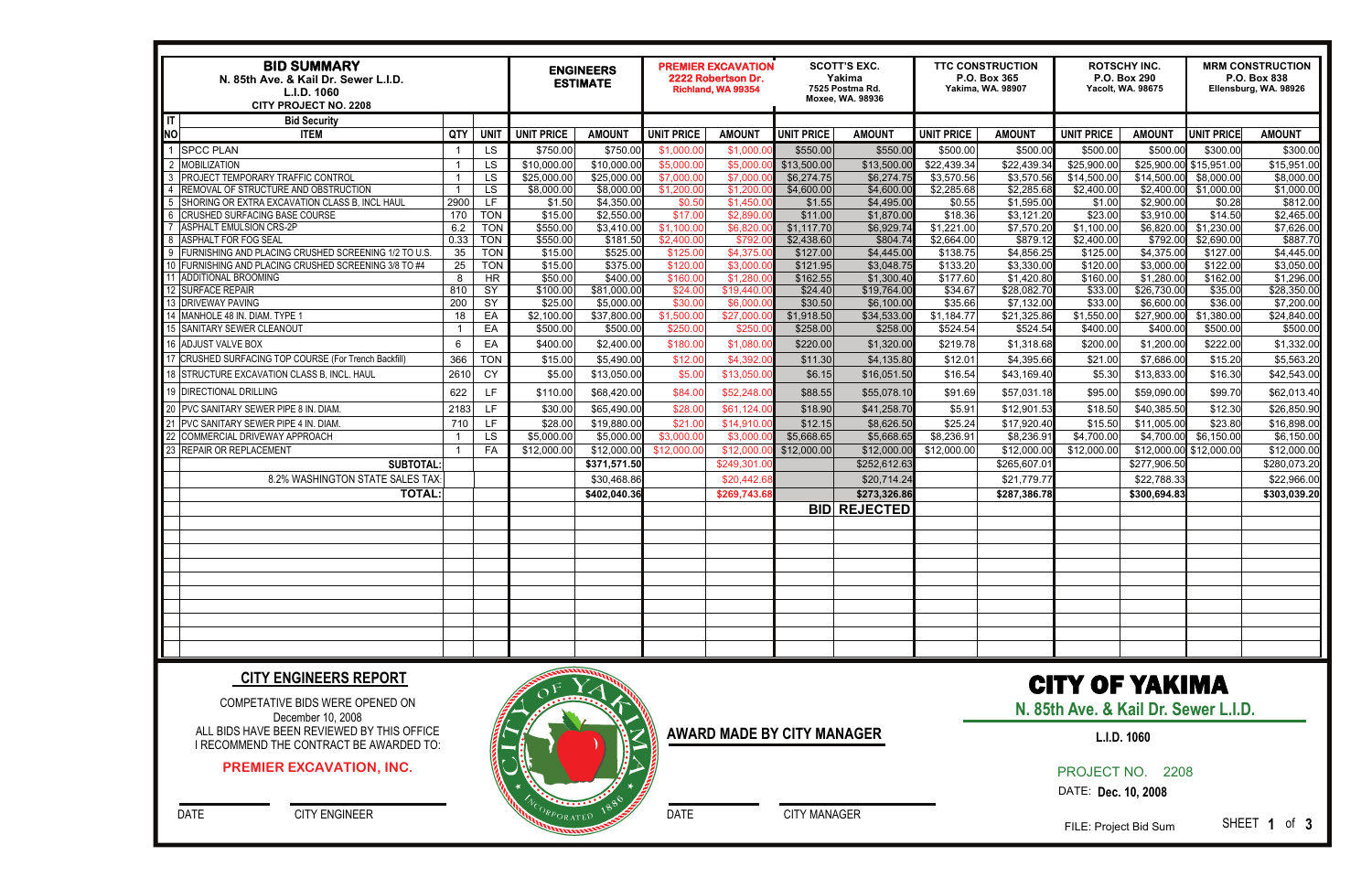# BID SUMMARY

**N. 85th Ave. & Kail Dr. Sewer L.I.D.**
**L.I.D. 1060**
**CITY PROJECT NO. 2208**

| IT NO | ITEM | QTY | UNIT | ENGINEERS ESTIMATE | | PREMIER EXCAVATION 2222 Robertson Dr. Richland, WA 99354 | | SCOTT'S EXC. Yakima 7525 Postma Rd. Moxee, WA. 98936 | | TTC CONSTRUCTION P.O. Box 365 Yakima, WA. 98907 | | ROTSCHY INC. P.O. Box 290 Yacolt, WA. 98675 | | MRM CONSTRUCTION P.O. Box 838 Ellensburg, WA. 98926 | |
|---|---|---|---|---|---|---|---|---|---|---|---|---|---|---|---|
| | Bid Security | | | | | | | | | | | | | | |
| | | | | UNIT PRICE | AMOUNT | UNIT PRICE | AMOUNT | UNIT PRICE | AMOUNT | UNIT PRICE | AMOUNT | UNIT PRICE | AMOUNT | UNIT PRICE | AMOUNT |
| 1 | SPCC PLAN | 1 | LS | $750.00 | $750.00 | $1,000.00 | $1,000.00 | $550.00 | $550.00 | $500.00 | $500.00 | $500.00 | $500.00 | $300.00 | $300.00 |
| 2 | MOBILIZATION | 1 | LS | $10,000.00 | $10,000.00 | $5,000.00 | $5,000.00 | $13,500.00 | $13,500.00 | $22,439.34 | $22,439.34 | $25,900.00 | $25,900.00 | $15,951.00 | $15,951.00 |
| 3 | PROJECT TEMPORARY TRAFFIC CONTROL | 1 | LS | $25,000.00 | $25,000.00 | $7,000.00 | $7,000.00 | $6,274.75 | $6,274.75 | $3,570.56 | $3,570.56 | $14,500.00 | $14,500.00 | $8,000.00 | $8,000.00 |
| 4 | REMOVAL OF STRUCTURE AND OBSTRUCTION | 1 | LS | $8,000.00 | $8,000.00 | $1,200.00 | $1,200.00 | $4,600.00 | $4,600.00 | $2,285.68 | $2,285.68 | $2,400.00 | $2,400.00 | $1,000.00 | $1,000.00 |
| 5 | SHORING OR EXTRA EXCAVATION CLASS B, INCL HAUL | 2900 | LF | $1.50 | $4,350.00 | $0.50 | $1,450.00 | $1.55 | $4,495.00 | $0.55 | $1,595.00 | $1.00 | $2,900.00 | $0.28 | $812.00 |
| 6 | CRUSHED SURFACING BASE COURSE | 170 | TON | $15.00 | $2,550.00 | $17.00 | $2,890.00 | $11.00 | $1,870.00 | $18.36 | $3,121.20 | $23.00 | $3,910.00 | $14.50 | $2,465.00 |
| 7 | ASPHALT EMULSION CRS-2P | 6.2 | TON | $550.00 | $3,410.00 | $1,100.00 | $6,820.00 | $1,117.70 | $6,929.74 | $1,221.00 | $7,570.20 | $1,100.00 | $6,820.00 | $1,230.00 | $7,626.00 |
| 8 | ASPHALT FOR FOG SEAL | 0.33 | TON | $550.00 | $181.50 | $2,400.00 | $792.00 | $2,438.60 | $804.74 | $2,664.00 | $879.12 | $2,400.00 | $792.00 | $2,690.00 | $887.70 |
| 9 | FURNISHING AND PLACING CRUSHED SCREENING 1/2 TO U.S. | 35 | TON | $15.00 | $525.00 | $125.00 | $4,375.00 | $127.00 | $4,445.00 | $138.75 | $4,856.25 | $125.00 | $4,375.00 | $127.00 | $4,445.00 |
| 10 | FURNISHING AND PLACING CRUSHED SCREENING 3/8 TO #4 | 25 | TON | $15.00 | $375.00 | $120.00 | $3,000.00 | $121.95 | $3,048.75 | $133.20 | $3,330.00 | $120.00 | $3,000.00 | $122.00 | $3,050.00 |
| 11 | ADDITIONAL BROOMING | 8 | HR | $50.00 | $400.00 | $160.00 | $1,280.00 | $162.55 | $1,300.40 | $177.60 | $1,420.80 | $160.00 | $1,280.00 | $162.00 | $1,296.00 |
| 12 | SURFACE REPAIR | 810 | SY | $100.00 | $81,000.00 | $24.00 | $19,440.00 | $24.40 | $19,764.00 | $34.67 | $28,082.70 | $33.00 | $26,730.00 | $35.00 | $28,350.00 |
| 13 | DRIVEWAY PAVING | 200 | SY | $25.00 | $5,000.00 | $30.00 | $6,000.00 | $30.50 | $6,100.00 | $35.66 | $7,132.00 | $33.00 | $6,600.00 | $36.00 | $7,200.00 |
| 14 | MANHOLE 48 IN. DIAM. TYPE 1 | 18 | EA | $2,100.00 | $37,800.00 | $1,500.00 | $27,000.00 | $1,918.50 | $34,533.00 | $1,184.77 | $21,325.86 | $1,550.00 | $27,900.00 | $1,380.00 | $24,840.00 |
| 15 | SANITARY SEWER CLEANOUT | 1 | EA | $500.00 | $500.00 | $250.00 | $250.00 | $258.00 | $258.00 | $524.54 | $524.54 | $400.00 | $400.00 | $500.00 | $500.00 |
| 16 | ADJUST VALVE BOX | 6 | EA | $400.00 | $2,400.00 | $180.00 | $1,080.00 | $220.00 | $1,320.00 | $219.78 | $1,318.68 | $200.00 | $1,200.00 | $222.00 | $1,332.00 |
| 17 | CRUSHED SURFACING TOP COURSE (For Trench Backfill) | 366 | TON | $15.00 | $5,490.00 | $12.00 | $4,392.00 | $11.30 | $4,135.80 | $12.01 | $4,395.66 | $21.00 | $7,686.00 | $15.20 | $5,563.20 |
| 18 | STRUCTURE EXCAVATION CLASS B, INCL. HAUL | 2610 | CY | $5.00 | $13,050.00 | $5.00 | $13,050.00 | $6.15 | $16,051.50 | $16.54 | $43,169.40 | $5.30 | $13,833.00 | $16.30 | $42,543.00 |
| 19 | DIRECTIONAL DRILLING | 622 | LF | $110.00 | $68,420.00 | $84.00 | $52,248.00 | $88.55 | $55,078.10 | $91.69 | $57,031.18 | $95.00 | $59,090.00 | $99.70 | $62,013.40 |
| 20 | PVC SANITARY SEWER PIPE 8 IN. DIAM. | 2183 | LF | $30.00 | $65,490.00 | $28.00 | $61,124.00 | $18.90 | $41,258.70 | $5.91 | $12,901.53 | $18.50 | $40,385.50 | $12.30 | $26,850.90 |
| 21 | PVC SANITARY SEWER PIPE 4 IN. DIAM. | 710 | LF | $28.00 | $19,880.00 | $21.00 | $14,910.00 | $12.15 | $8,626.50 | $25.24 | $17,920.40 | $15.50 | $11,005.00 | $23.80 | $16,898.00 |
| 22 | COMMERCIAL DRIVEWAY APPROACH | 1 | LS | $5,000.00 | $5,000.00 | $3,000.00 | $3,000.00 | $5,668.65 | $5,668.65 | $8,236.91 | $8,236.91 | $4,700.00 | $4,700.00 | $6,150.00 | $6,150.00 |
| 23 | REPAIR OR REPLACEMENT | 1 | FA | $12,000.00 | $12,000.00 | $12,000.00 | $12,000.00 | $12,000.00 | $12,000.00 | $12,000.00 | $12,000.00 | $12,000.00 | $12,000.00 | $12,000.00 | $12,000.00 |
| | **SUBTOTAL:** | | | | **$371,571.50** | | $249,301.00 | | $252,612.63 | | $265,607.01 | | $277,906.50 | | $280,073.20 |
| | 8.2% WASHINGTON STATE SALES TAX: | | | | $30,468.86 | | $20,442.68 | | $20,714.24 | | $21,779.77 | | $22,788.33 | | $22,966.00 |
| | **TOTAL:** | | | | **$402,040.36** | | **$269,743.68** | | **$273,326.86** | | **$287,386.78** | | **$300,694.83** | | **$303,039.20** |
| | | | | | | | | **BID** | **REJECTED** | | | | | | |

## CITY ENGINEERS REPORT

COMPETATIVE BIDS WERE OPENED ON
December 10, 2008
ALL BIDS HAVE BEEN REVIEWED BY THIS OFFICE
I RECOMMEND THE CONTRACT BE AWARDED TO:

**PREMIER EXCAVATION, INC.**

DATE CITY ENGINEER

**AWARD MADE BY CITY MANAGER**

DATE CITY MANAGER

# CITY OF YAKIMA

**N. 85th Ave. & Kail Dr. Sewer L.I.D.**

**L.I.D. 1060**

PROJECT NO. 2208

DATE: **Dec. 10, 2008**

FILE: Project Bid Sum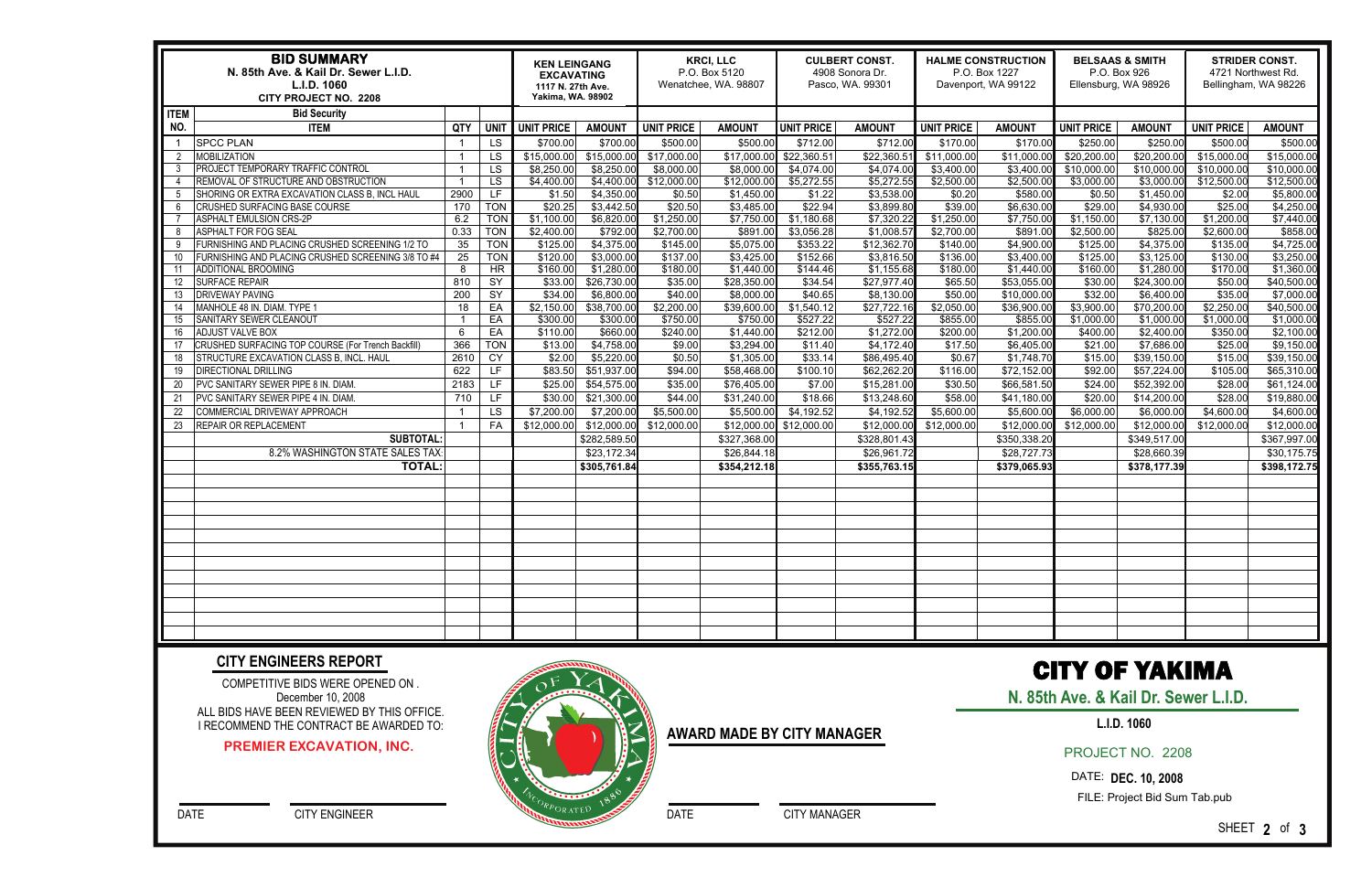| **BID SUMMARY** N. 85th Ave. & Kail Dr. Sewer L.I.D. L.I.D. 1060 CITY PROJECT NO. 2208 | | | | **KEN LEINGANG EXCAVATING** 1117 N. 27th Ave. Yakima, WA. 98902 | | **KRCI, LLC** P.O. Box 5120 Wenatchee, WA. 98807 | | **CULBERT CONST.** 4908 Sonora Dr. Pasco, WA. 99301 | | **HALME CONSTRUCTION** P.O. Box 1227 Davenport, WA 99122 | | **BELSAAS & SMITH** P.O. Box 926 Ellensburg, WA 98926 | | **STRIDER CONST.** 4721 Northwest Rd. Bellingham, WA 98226 | |
|---|---|---|---|---|---|---|---|---|---|---|---|---|---|---|---|
| **ITEM** | Bid Security | | | | | | | | | | | | | | |
| **NO.** | **ITEM** | **QTY** | **UNIT** | **UNIT PRICE** | **AMOUNT** | **UNIT PRICE** | **AMOUNT** | **UNIT PRICE** | **AMOUNT** | **UNIT PRICE** | **AMOUNT** | **UNIT PRICE** | **AMOUNT** | **UNIT PRICE** | **AMOUNT** |
| 1 | SPCC PLAN | 1 | LS | $700.00 | $700.00 | $500.00 | $500.00 | $712.00 | $712.00 | $170.00 | $170.00 | $250.00 | $250.00 | $500.00 | $500.00 |
| 2 | MOBILIZATION | 1 | LS | $15,000.00 | $15,000.00 | $17,000.00 | $17,000.00 | $22,360.51 | $22,360.51 | $11,000.00 | $11,000.00 | $20,200.00 | $20,200.00 | $15,000.00 | $15,000.00 |
| 3 | PROJECT TEMPORARY TRAFFIC CONTROL | 1 | LS | $8,250.00 | $8,250.00 | $8,000.00 | $8,000.00 | $4,074.00 | $4,074.00 | $3,400.00 | $3,400.00 | $10,000.00 | $10,000.00 | $10,000.00 | $10,000.00 |
| 4 | REMOVAL OF STRUCTURE AND OBSTRUCTION | 1 | LS | $4,400.00 | $4,400.00 | $12,000.00 | $12,000.00 | $5,272.55 | $5,272.55 | $2,500.00 | $2,500.00 | $3,000.00 | $3,000.00 | $12,500.00 | $12,500.00 |
| 5 | SHORING OR EXTRA EXCAVATION CLASS B, INCL HAUL | 2900 | LF | $1.50 | $4,350.00 | $0.50 | $1,450.00 | $1.22 | $3,538.00 | $0.20 | $580.00 | $0.50 | $1,450.00 | $2.00 | $5,800.00 |
| 6 | CRUSHED SURFACING BASE COURSE | 170 | TON | $20.25 | $3,442.50 | $20.50 | $3,485.00 | $22.94 | $3,899.80 | $39.00 | $6,630.00 | $29.00 | $4,930.00 | $25.00 | $4,250.00 |
| 7 | ASPHALT EMULSION CRS-2P | 6.2 | TON | $1,100.00 | $6,820.00 | $1,250.00 | $7,750.00 | $1,180.68 | $7,320.22 | $1,250.00 | $7,750.00 | $1,150.00 | $7,130.00 | $1,200.00 | $7,440.00 |
| 8 | ASPHALT FOR FOG SEAL | 0.33 | TON | $2,400.00 | $792.00 | $2,700.00 | $891.00 | $3,056.28 | $1,008.57 | $2,700.00 | $891.00 | $2,500.00 | $825.00 | $2,600.00 | $858.00 |
| 9 | FURNISHING AND PLACING CRUSHED SCREENING 1/2 TO | 35 | TON | $125.00 | $4,375.00 | $145.00 | $5,075.00 | $353.22 | $12,362.70 | $140.00 | $4,900.00 | $125.00 | $4,375.00 | $135.00 | $4,725.00 |
| 10 | FURNISHING AND PLACING CRUSHED SCREENING 3/8 TO #4 | 25 | TON | $120.00 | $3,000.00 | $137.00 | $3,425.00 | $152.66 | $3,816.50 | $136.00 | $3,400.00 | $125.00 | $3,125.00 | $130.00 | $3,250.00 |
| 11 | ADDITIONAL BROOMING | 8 | HR | $160.00 | $1,280.00 | $180.00 | $1,440.00 | $144.46 | $1,155.68 | $180.00 | $1,440.00 | $160.00 | $1,280.00 | $170.00 | $1,360.00 |
| 12 | SURFACE REPAIR | 810 | SY | $33.00 | $26,730.00 | $35.00 | $28,350.00 | $34.54 | $27,977.40 | $65.50 | $53,055.00 | $30.00 | $24,300.00 | $50.00 | $40,500.00 |
| 13 | DRIVEWAY PAVING | 200 | SY | $34.00 | $6,800.00 | $40.00 | $8,000.00 | $40.65 | $8,130.00 | $50.00 | $10,000.00 | $32.00 | $6,400.00 | $35.00 | $7,000.00 |
| 14 | MANHOLE 48 IN. DIAM. TYPE 1 | 18 | EA | $2,150.00 | $38,700.00 | $2,200.00 | $39,600.00 | $1,540.12 | $27,722.16 | $2,050.00 | $36,900.00 | $3,900.00 | $70,200.00 | $2,250.00 | $40,500.00 |
| 15 | SANITARY SEWER CLEANOUT | 1 | EA | $300.00 | $300.00 | $750.00 | $750.00 | $527.22 | $527.22 | $855.00 | $855.00 | $1,000.00 | $1,000.00 | $1,000.00 | $1,000.00 |
| 16 | ADJUST VALVE BOX | 6 | EA | $110.00 | $660.00 | $240.00 | $1,440.00 | $212.00 | $1,272.00 | $200.00 | $1,200.00 | $400.00 | $2,400.00 | $350.00 | $2,100.00 |
| 17 | CRUSHED SURFACING TOP COURSE (For Trench Backfill) | 366 | TON | $13.00 | $4,758.00 | $9.00 | $3,294.00 | $11.40 | $4,172.40 | $17.50 | $6,405.00 | $21.00 | $7,686.00 | $25.00 | $9,150.00 |
| 18 | STRUCTURE EXCAVATION CLASS B, INCL. HAUL | 2610 | CY | $2.00 | $5,220.00 | $0.50 | $1,305.00 | $33.14 | $86,495.40 | $0.67 | $1,748.70 | $15.00 | $39,150.00 | $15.00 | $39,150.00 |
| 19 | DIRECTIONAL DRILLING | 622 | LF | $83.50 | $51,937.00 | $94.00 | $58,468.00 | $100.10 | $62,262.20 | $116.00 | $72,152.00 | $92.00 | $57,224.00 | $105.00 | $65,310.00 |
| 20 | PVC SANITARY SEWER PIPE 8 IN. DIAM. | 2183 | LF | $25.00 | $54,575.00 | $35.00 | $76,405.00 | $7.00 | $15,281.00 | $30.50 | $66,581.50 | $24.00 | $52,392.00 | $28.00 | $61,124.00 |
| 21 | PVC SANITARY SEWER PIPE 4 IN. DIAM. | 710 | LF | $30.00 | $21,300.00 | $44.00 | $31,240.00 | $18.66 | $13,248.60 | $58.00 | $41,180.00 | $20.00 | $14,200.00 | $28.00 | $19,880.00 |
| 22 | COMMERCIAL DRIVEWAY APPROACH | 1 | LS | $7,200.00 | $7,200.00 | $5,500.00 | $5,500.00 | $4,192.52 | $4,192.52 | $5,600.00 | $5,600.00 | $6,000.00 | $6,000.00 | $4,600.00 | $4,600.00 |
| 23 | REPAIR OR REPLACEMENT | 1 | FA | $12,000.00 | $12,000.00 | $12,000.00 | $12,000.00 | $12,000.00 | $12,000.00 | $12,000.00 | $12,000.00 | $12,000.00 | $12,000.00 | $12,000.00 | $12,000.00 |
| | **SUBTOTAL:** | | | | $282,589.50 | | $327,368.00 | | $328,801.43 | | $350,338.20 | | $349,517.00 | | $367,997.00 |
| | 8.2% WASHINGTON STATE SALES TAX: | | | | $23,172.34 | | $26,844.18 | | $26,961.72 | | $28,727.73 | | $28,660.39 | | $30,175.75 |
| | **TOTAL:** | | | | **$305,761.84** | | **$354,212.18** | | **$355,763.15** | | **$379,065.93** | | **$378,177.39** | | **$398,172.75** |

## CITY ENGINEERS REPORT

COMPETITIVE BIDS WERE OPENED ON .
December 10, 2008
ALL BIDS HAVE BEEN REVIEWED BY THIS OFFICE.
I RECOMMEND THE CONTRACT BE AWARDED TO:

**PREMIER EXCAVATION, INC.**

DATE CITY ENGINEER

**AWARD MADE BY CITY MANAGER**

DATE CITY MANAGER

# CITY OF YAKIMA

**N. 85th Ave. & Kail Dr. Sewer L.I.D.**

**L.I.D. 1060**

PROJECT NO. 2208

DATE: **DEC. 10, 2008**

FILE: Project Bid Sum Tab.pub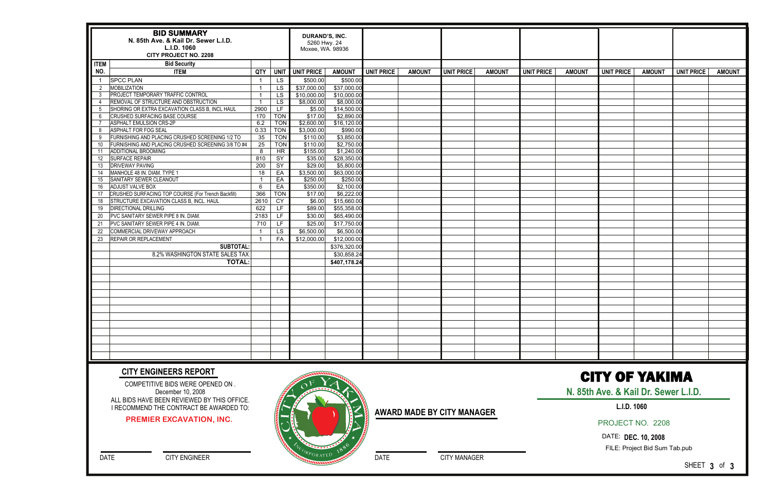| **BID SUMMARY** N. 85th Ave. & Kail Dr. Sewer L.I.D. L.I.D. 1060 CITY PROJECT NO. 2208 | | | | **DURAND'S, INC.** 5260 Hwy. 24 Moxee, WA. 98936 | | | | | | | | | | | |
|---|---|---|---|---|---|---|---|---|---|---|---|---|---|---|---|
| **ITEM** | **Bid Security** | | | | | | | | | | | | | | |
| **NO.** | **ITEM** | **QTY** | **UNIT** | **UNIT PRICE** | **AMOUNT** | **UNIT PRICE** | **AMOUNT** | **UNIT PRICE** | **AMOUNT** | **UNIT PRICE** | **AMOUNT** | **UNIT PRICE** | **AMOUNT** | **UNIT PRICE** | **AMOUNT** |
| 1 | SPCC PLAN | 1 | LS | $500.00 | $500.00 | | | | | | | | | | |
| 2 | MOBILIZATION | 1 | LS | $37,000.00 | $37,000.00 | | | | | | | | | | |
| 3 | PROJECT TEMPORARY TRAFFIC CONTROL | 1 | LS | $10,000.00 | $10,000.00 | | | | | | | | | | |
| 4 | REMOVAL OF STRUCTURE AND OBSTRUCTION | 1 | LS | $8,000.00 | $8,000.00 | | | | | | | | | | |
| 5 | SHORING OR EXTRA EXCAVATION CLASS B, INCL HAUL | 2900 | LF | $5.00 | $14,500.00 | | | | | | | | | | |
| 6 | CRUSHED SURFACING BASE COURSE | 170 | TON | $17.00 | $2,890.00 | | | | | | | | | | |
| 7 | ASPHALT EMULSION CRS-2P | 6.2 | TON | $2,600.00 | $16,120.00 | | | | | | | | | | |
| 8 | ASPHALT FOR FOG SEAL | 0.33 | TON | $3,000.00 | $990.00 | | | | | | | | | | |
| 9 | FURNISHING AND PLACING CRUSHED SCREENING 1/2 TO | 35 | TON | $110.00 | $3,850.00 | | | | | | | | | | |
| 10 | FURNISHING AND PLACING CRUSHED SCREENING 3/8 TO #4 | 25 | TON | $110.00 | $2,750.00 | | | | | | | | | | |
| 11 | ADDITIONAL BROOMING | 8 | HR | $155.00 | $1,240.00 | | | | | | | | | | |
| 12 | SURFACE REPAIR | 810 | SY | $35.00 | $28,350.00 | | | | | | | | | | |
| 13 | DRIVEWAY PAVING | 200 | SY | $29.00 | $5,800.00 | | | | | | | | | | |
| 14 | MANHOLE 48 IN. DIAM. TYPE 1 | 18 | EA | $3,500.00 | $63,000.00 | | | | | | | | | | |
| 15 | SANITARY SEWER CLEANOUT | 1 | EA | $250.00 | $250.00 | | | | | | | | | | |
| 16 | ADJUST VALVE BOX | 6 | EA | $350.00 | $2,100.00 | | | | | | | | | | |
| 17 | CRUSHED SURFACING TOP COURSE (For Trench Backfill) | 366 | TON | $17.00 | $6,222.00 | | | | | | | | | | |
| 18 | STRUCTURE EXCAVATION CLASS B, INCL. HAUL | 2610 | CY | $6.00 | $15,660.00 | | | | | | | | | | |
| 19 | DIRECTIONAL DRILLING | 622 | LF | $89.00 | $55,358.00 | | | | | | | | | | |
| 20 | PVC SANITARY SEWER PIPE 8 IN. DIAM. | 2183 | LF | $30.00 | $65,490.00 | | | | | | | | | | |
| 21 | PVC SANITARY SEWER PIPE 4 IN. DIAM. | 710 | LF | $25.00 | $17,750.00 | | | | | | | | | | |
| 22 | COMMERCIAL DRIVEWAY APPROACH | 1 | LS | $6,500.00 | $6,500.00 | | | | | | | | | | |
| 23 | REPAIR OR REPLACEMENT | 1 | FA | $12,000.00 | $12,000.00 | | | | | | | | | | |
| | **SUBTOTAL:** | | | | $376,320.00 | | | | | | | | | | |
| | 8.2% WASHINGTON STATE SALES TAX: | | | | $30,858.24 | | | | | | | | | | |
| | **TOTAL:** | | | | **$407,178.24** | | | | | | | | | | |

## CITY ENGINEERS REPORT

COMPETITIVE BIDS WERE OPENED ON .
December 10, 2008
ALL BIDS HAVE BEEN REVIEWED BY THIS OFFICE.
I RECOMMEND THE CONTRACT BE AWARDED TO:

**PREMIER EXCAVATION, INC.**

DATE ______ CITY ENGINEER ______

**AWARD MADE BY CITY MANAGER**

DATE ______ CITY MANAGER ______

# CITY OF YAKIMA

**N. 85th Ave. & Kail Dr. Sewer L.I.D.**

**L.I.D. 1060**

PROJECT NO. 2208

DATE: **DEC. 10, 2008**

FILE: Project Bid Sum Tab.pub